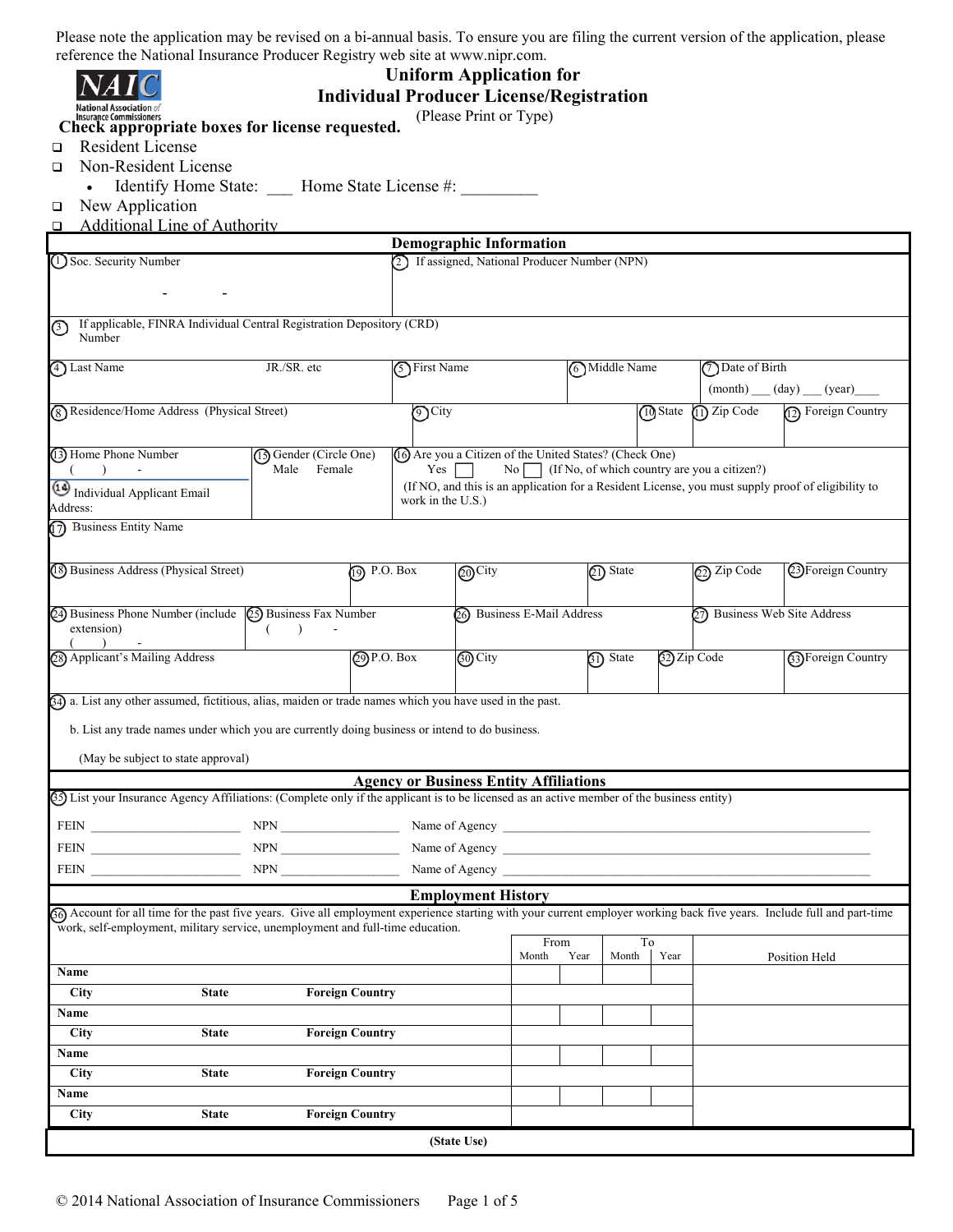Please note the application may be revised on a bi-annual basis. To ensure you are filing the current version of the application, please reference the National Insurance Producer Registry web site at www.nipr.com.

NAIC National Association of Insurance Commissioners

# Uniform Application for Individual Producer License/Registration

(Please Print or Type)

**Check appropriate boxes for license requested.**

- ❑ Resident License
- ❑ Non-Resident License
  - Identify Home State: ___ Home State License #: _________
- ❑ New Application
- ❑ Additional Line of Authority

## Demographic Information

| | |
|---|---|
| (1) Soc. Security Number<br>- - | (2) If assigned, National Producer Number (NPN) |

(3) If applicable, FINRA Individual Central Registration Depository (CRD) Number

| (4) Last Name | JR./SR. etc | (5) First Name | (6) Middle Name | (7) Date of Birth (month) ___ (day) ___ (year)____ |
|---|---|---|---|---|

| (8) Residence/Home Address (Physical Street) | (9) City | (10) State | (11) Zip Code | (12) Foreign Country |
|---|---|---|---|---|

| (13) Home Phone Number ( ) - | (15) Gender (Circle One) Male Female | (16) Are you a Citizen of the United States? (Check One) Yes ☐ No ☐ (If No, of which country are you a citizen?) |
|---|---|---|
| (14) Individual Applicant Email Address: | | (If NO, and this is an application for a Resident License, you must supply proof of eligibility to work in the U.S.) |

(17) Business Entity Name

| (18) Business Address (Physical Street) | (19) P.O. Box | (20) City | (21) State | (22) Zip Code | (23) Foreign Country |
|---|---|---|---|---|---|

| (24) Business Phone Number (include extension) ( ) - | (25) Business Fax Number ( ) - | (26) Business E-Mail Address | (27) Business Web Site Address |
|---|---|---|---|

| (28) Applicant's Mailing Address | (29) P.O. Box | (30) City | (31) State | (32) Zip Code | (33) Foreign Country |
|---|---|---|---|---|---|

(34) a. List any other assumed, fictitious, alias, maiden or trade names which you have used in the past.

b. List any trade names under which you are currently doing business or intend to do business.

(May be subject to state approval)

## Agency or Business Entity Affiliations

(35) List your Insurance Agency Affiliations: (Complete only if the applicant is to be licensed as an active member of the business entity)

FEIN ______________________ NPN __________________ Name of Agency ______________________________________________________

FEIN ______________________ NPN __________________ Name of Agency ______________________________________________________

FEIN ______________________ NPN __________________ Name of Agency ______________________________________________________

## Employment History

(36) Account for all time for the past five years. Give all employment experience starting with your current employer working back five years. Include full and part-time work, self-employment, military service, unemployment and full-time education.

| | From | | To | | Position Held |
|---|---|---|---|---|---|
| | Month | Year | Month | Year | |
| **Name** | | | | | |
| **City** **State** **Foreign Country** | | | | | |
| **Name** | | | | | |
| **City** **State** **Foreign Country** | | | | | |
| **Name** | | | | | |
| **City** **State** **Foreign Country** | | | | | |
| **Name** | | | | | |
| **City** **State** **Foreign Country** | | | | | |

**(State Use)**

© 2014 National Association of Insurance Commissioners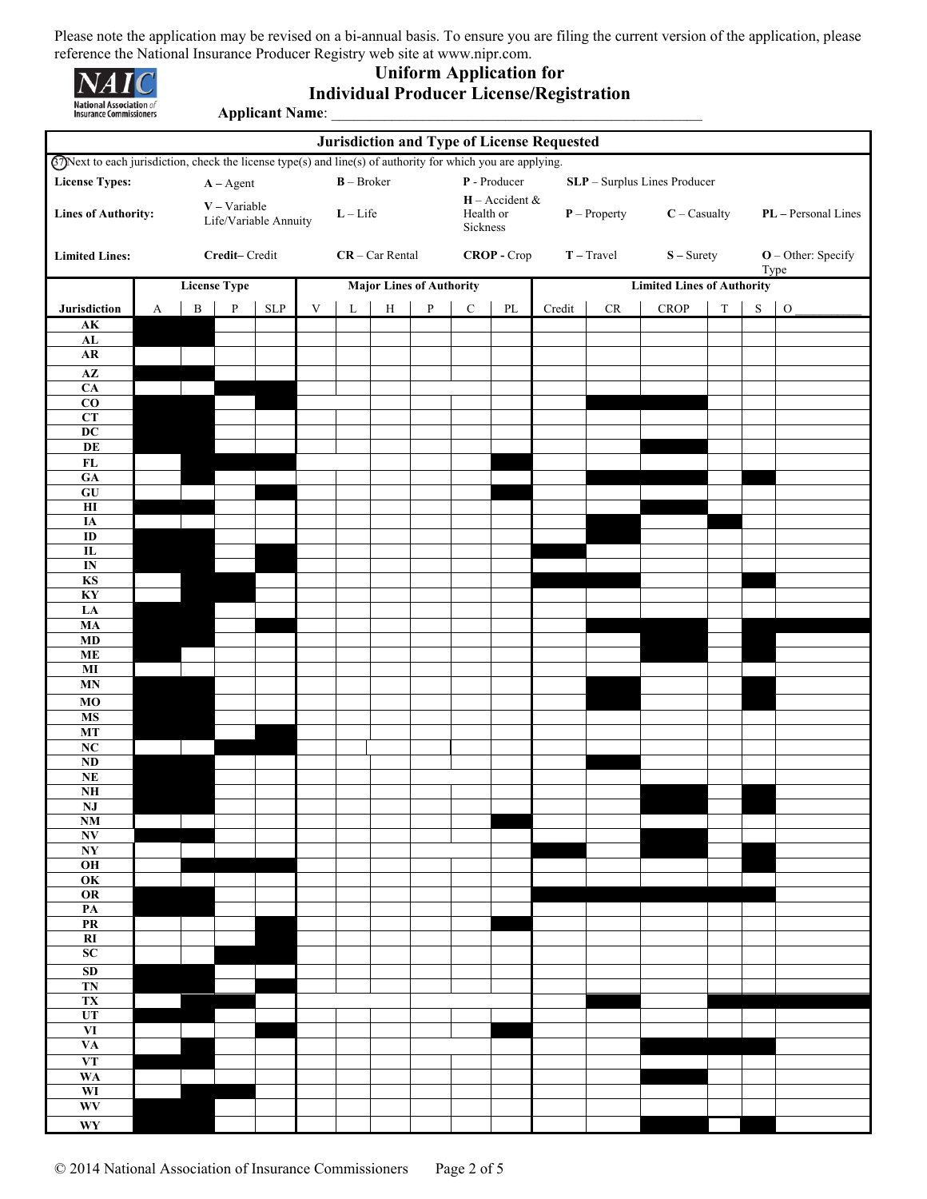Please note the application may be revised on a bi-annual basis. To ensure you are filing the current version of the application, please reference the National Insurance Producer Registry web site at www.nipr.com.

# Uniform Application for Individual Producer License/Registration

**Applicant Name**: ______________________________________________

## Jurisdiction and Type of License Requested

(37) Next to each jurisdiction, check the license type(s) and line(s) of authority for which you are applying.

**License Types:** **A** – Agent  **B** – Broker  **P** - Producer  **SLP** – Surplus Lines Producer

**Lines of Authority:** **V** – Variable Life/Variable Annuity  **L** – Life  **H** – Accident & Health or Sickness  **P** – Property  **C** – Casualty  **PL** – Personal Lines

**Limited Lines:** **Credit**– Credit  **CR** – Car Rental  **CROP** - Crop  **T** – Travel  **S** – Surety  **O** – Other: Specify Type

| | License Type | | | | Major Lines of Authority | | | | | | Limited Lines of Authority | | | | | |
|---|---|---|---|---|---|---|---|---|---|---|---|---|---|---|---|---|
| Jurisdiction | A | B | P | SLP | V | L | H | P | C | PL | Credit | CR | CROP | T | S | O ______ |
| AK | | | | | | | | | | | | | | | | |
| AL | | | | | | | | | | | | | | | | |
| AR | | | | | | | | | | | | | | | | |
| AZ | | | | | | | | | | | | | | | | |
| CA | | | | | | | | | | | | | | | | |
| CO | | | | | | | | | | | | | | | | |
| CT | | | | | | | | | | | | | | | | |
| DC | | | | | | | | | | | | | | | | |
| DE | | | | | | | | | | | | | | | | |
| FL | | | | | | | | | | | | | | | | |
| GA | | | | | | | | | | | | | | | | |
| GU | | | | | | | | | | | | | | | | |
| HI | | | | | | | | | | | | | | | | |
| IA | | | | | | | | | | | | | | | | |
| ID | | | | | | | | | | | | | | | | |
| IL | | | | | | | | | | | | | | | | |
| IN | | | | | | | | | | | | | | | | |
| KS | | | | | | | | | | | | | | | | |
| KY | | | | | | | | | | | | | | | | |
| LA | | | | | | | | | | | | | | | | |
| MA | | | | | | | | | | | | | | | | |
| MD | | | | | | | | | | | | | | | | |
| ME | | | | | | | | | | | | | | | | |
| MI | | | | | | | | | | | | | | | | |
| MN | | | | | | | | | | | | | | | | |
| MO | | | | | | | | | | | | | | | | |
| MS | | | | | | | | | | | | | | | | |
| MT | | | | | | | | | | | | | | | | |
| NC | | | | | | | | | | | | | | | | |
| ND | | | | | | | | | | | | | | | | |
| NE | | | | | | | | | | | | | | | | |
| NH | | | | | | | | | | | | | | | | |
| NJ | | | | | | | | | | | | | | | | |
| NM | | | | | | | | | | | | | | | | |
| NV | | | | | | | | | | | | | | | | |
| NY | | | | | | | | | | | | | | | | |
| OH | | | | | | | | | | | | | | | | |
| OK | | | | | | | | | | | | | | | | |
| OR | | | | | | | | | | | | | | | | |
| PA | | | | | | | | | | | | | | | | |
| PR | | | | | | | | | | | | | | | | |
| RI | | | | | | | | | | | | | | | | |
| SC | | | | | | | | | | | | | | | | |
| SD | | | | | | | | | | | | | | | | |
| TN | | | | | | | | | | | | | | | | |
| TX | | | | | | | | | | | | | | | | |
| UT | | | | | | | | | | | | | | | | |
| VI | | | | | | | | | | | | | | | | |
| VA | | | | | | | | | | | | | | | | |
| VT | | | | | | | | | | | | | | | | |
| WA | | | | | | | | | | | | | | | | |
| WI | | | | | | | | | | | | | | | | |
| WV | | | | | | | | | | | | | | | | |
| WY | | | | | | | | | | | | | | | | |

© 2014 National Association of Insurance Commissioners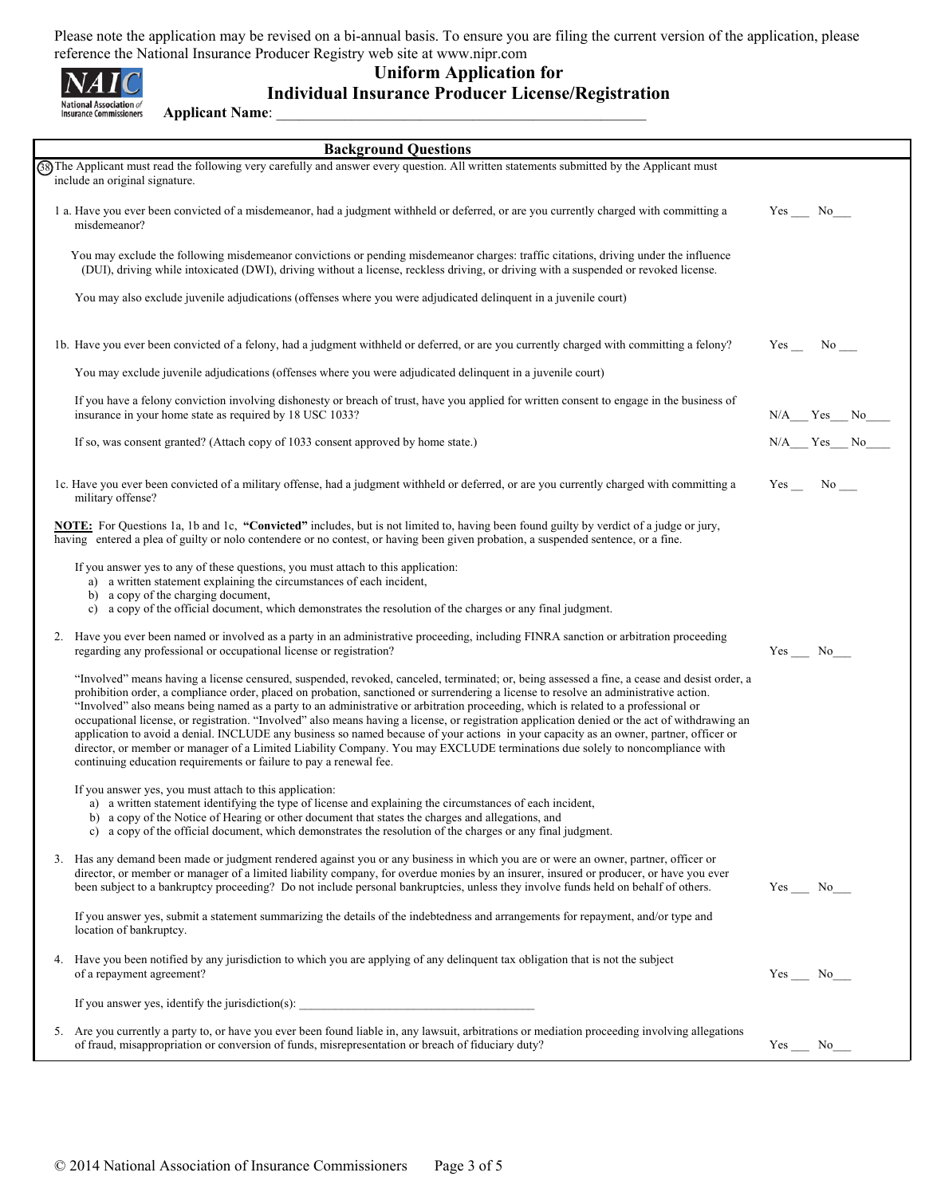Please note the application may be revised on a bi-annual basis. To ensure you are filing the current version of the application, please reference the National Insurance Producer Registry web site at www.nipr.com

# Uniform Application for Individual Insurance Producer License/Registration

**Applicant Name**: ____________________________________________________

## Background Questions

(38) The Applicant must read the following very carefully and answer every question. All written statements submitted by the Applicant must include an original signature.

1 a. Have you ever been convicted of a misdemeanor, had a judgment withheld or deferred, or are you currently charged with committing a misdemeanor? Yes ___ No___

You may exclude the following misdemeanor convictions or pending misdemeanor charges: traffic citations, driving under the influence (DUI), driving while intoxicated (DWI), driving without a license, reckless driving, or driving with a suspended or revoked license.

You may also exclude juvenile adjudications (offenses where you were adjudicated delinquent in a juvenile court)

1b. Have you ever been convicted of a felony, had a judgment withheld or deferred, or are you currently charged with committing a felony? Yes __ No ___

You may exclude juvenile adjudications (offenses where you were adjudicated delinquent in a juvenile court)

If you have a felony conviction involving dishonesty or breach of trust, have you applied for written consent to engage in the business of insurance in your home state as required by 18 USC 1033? N/A___ Yes___ No____

If so, was consent granted? (Attach copy of 1033 consent approved by home state.) N/A___ Yes___ No____

1c. Have you ever been convicted of a military offense, had a judgment withheld or deferred, or are you currently charged with committing a military offense? Yes __ No ___

**NOTE:** For Questions 1a, 1b and 1c, **"Convicted"** includes, but is not limited to, having been found guilty by verdict of a judge or jury, having entered a plea of guilty or nolo contendere or no contest, or having been given probation, a suspended sentence, or a fine.

If you answer yes to any of these questions, you must attach to this application:

a) a written statement explaining the circumstances of each incident,
b) a copy of the charging document,
c) a copy of the official document, which demonstrates the resolution of the charges or any final judgment.

2. Have you ever been named or involved as a party in an administrative proceeding, including FINRA sanction or arbitration proceeding regarding any professional or occupational license or registration? Yes ___ No___

"Involved" means having a license censured, suspended, revoked, canceled, terminated; or, being assessed a fine, a cease and desist order, a prohibition order, a compliance order, placed on probation, sanctioned or surrendering a license to resolve an administrative action. "Involved" also means being named as a party to an administrative or arbitration proceeding, which is related to a professional or occupational license, or registration. "Involved" also means having a license, or registration application denied or the act of withdrawing an application to avoid a denial. INCLUDE any business so named because of your actions in your capacity as an owner, partner, officer or director, or member or manager of a Limited Liability Company. You may EXCLUDE terminations due solely to noncompliance with continuing education requirements or failure to pay a renewal fee.

If you answer yes, you must attach to this application:

a) a written statement identifying the type of license and explaining the circumstances of each incident,
b) a copy of the Notice of Hearing or other document that states the charges and allegations, and
c) a copy of the official document, which demonstrates the resolution of the charges or any final judgment.

3. Has any demand been made or judgment rendered against you or any business in which you are or were an owner, partner, officer or director, or member or manager of a limited liability company, for overdue monies by an insurer, insured or producer, or have you ever been subject to a bankruptcy proceeding? Do not include personal bankruptcies, unless they involve funds held on behalf of others. Yes ___ No___

If you answer yes, submit a statement summarizing the details of the indebtedness and arrangements for repayment, and/or type and location of bankruptcy.

4. Have you been notified by any jurisdiction to which you are applying of any delinquent tax obligation that is not the subject of a repayment agreement? Yes ___ No___

If you answer yes, identify the jurisdiction(s): ______________________________________

5. Are you currently a party to, or have you ever been found liable in, any lawsuit, arbitrations or mediation proceeding involving allegations of fraud, misappropriation or conversion of funds, misrepresentation or breach of fiduciary duty? Yes ___ No___

© 2014 National Association of Insurance Commissioners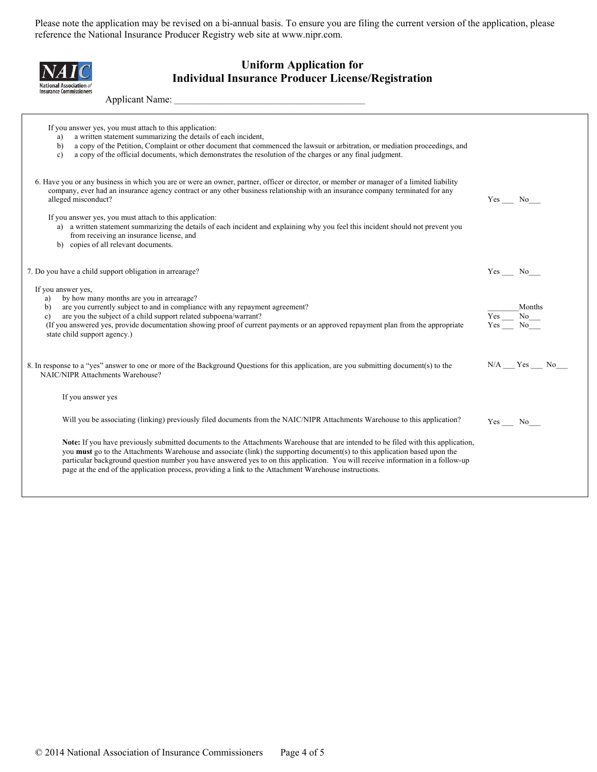Please note the application may be revised on a bi-annual basis. To ensure you are filing the current version of the application, please reference the National Insurance Producer Registry web site at www.nipr.com.

# Uniform Application for Individual Insurance Producer License/Registration

Applicant Name: ________________________________________

If you answer yes, you must attach to this application:

a) a written statement summarizing the details of each incident,
b) a copy of the Petition, Complaint or other document that commenced the lawsuit or arbitration, or mediation proceedings, and
c) a copy of the official documents, which demonstrates the resolution of the charges or any final judgment.

6. Have you or any business in which you are or were an owner, partner, officer or director, or member or manager of a limited liability company, ever had an insurance agency contract or any other business relationship with an insurance company terminated for any alleged misconduct? Yes ___ No___

If you answer yes, you must attach to this application:

a) a written statement summarizing the details of each incident and explaining why you feel this incident should not prevent you from receiving an insurance license, and
b) copies of all relevant documents.

7. Do you have a child support obligation in arrearage? Yes ___ No___

If you answer yes,

a) by how many months are you in arrearage? ________Months
b) are you currently subject to and in compliance with any repayment agreement? Yes ___ No___
c) are you the subject of a child support related subpoena/warrant? Yes ___ No___

(If you answered yes, provide documentation showing proof of current payments or an approved repayment plan from the appropriate state child support agency.)

8. In response to a "yes" answer to one or more of the Background Questions for this application, are you submitting document(s) to the NAIC/NIPR Attachments Warehouse? N/A ___ Yes ___ No___

If you answer yes

Will you be associating (linking) previously filed documents from the NAIC/NIPR Attachments Warehouse to this application? Yes ___ No___

**Note:** If you have previously submitted documents to the Attachments Warehouse that are intended to be filed with this application, you **must** go to the Attachments Warehouse and associate (link) the supporting document(s) to this application based upon the particular background question number you have answered yes to on this application. You will receive information in a follow-up page at the end of the application process, providing a link to the Attachment Warehouse instructions.

© 2014 National Association of Insurance Commissioners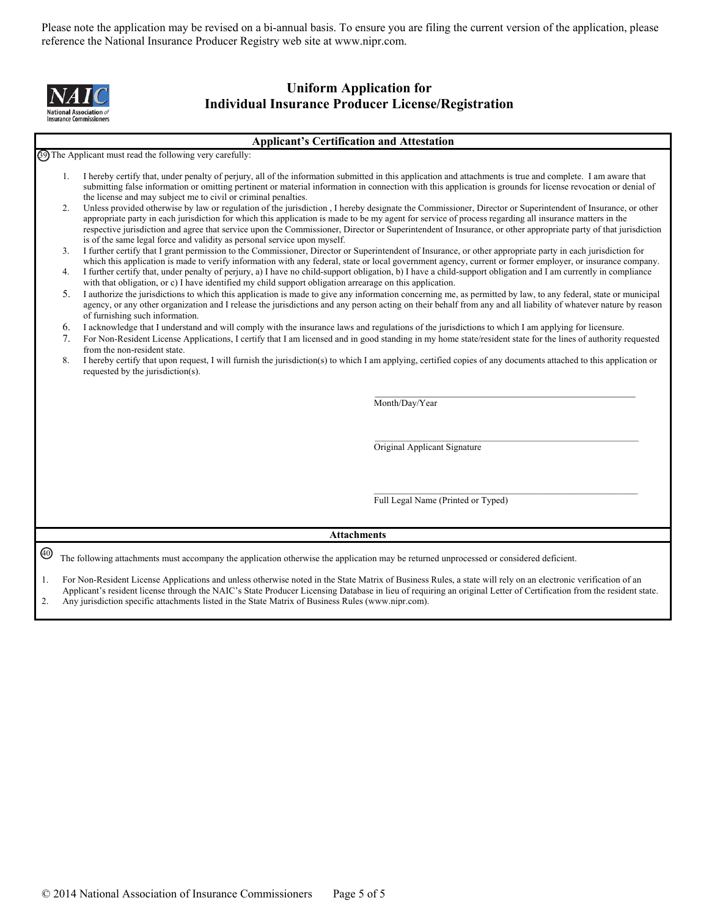Please note the application may be revised on a bi-annual basis. To ensure you are filing the current version of the application, please reference the National Insurance Producer Registry web site at www.nipr.com.

# Uniform Application for Individual Insurance Producer License/Registration

## Applicant's Certification and Attestation

(39) The Applicant must read the following very carefully:

1. I hereby certify that, under penalty of perjury, all of the information submitted in this application and attachments is true and complete. I am aware that submitting false information or omitting pertinent or material information in connection with this application is grounds for license revocation or denial of the license and may subject me to civil or criminal penalties.
2. Unless provided otherwise by law or regulation of the jurisdiction , I hereby designate the Commissioner, Director or Superintendent of Insurance, or other appropriate party in each jurisdiction for which this application is made to be my agent for service of process regarding all insurance matters in the respective jurisdiction and agree that service upon the Commissioner, Director or Superintendent of Insurance, or other appropriate party of that jurisdiction is of the same legal force and validity as personal service upon myself.
3. I further certify that I grant permission to the Commissioner, Director or Superintendent of Insurance, or other appropriate party in each jurisdiction for which this application is made to verify information with any federal, state or local government agency, current or former employer, or insurance company.
4. I further certify that, under penalty of perjury, a) I have no child-support obligation, b) I have a child-support obligation and I am currently in compliance with that obligation, or c) I have identified my child support obligation arrearage on this application.
5. I authorize the jurisdictions to which this application is made to give any information concerning me, as permitted by law, to any federal, state or municipal agency, or any other organization and I release the jurisdictions and any person acting on their behalf from any and all liability of whatever nature by reason of furnishing such information.
6. I acknowledge that I understand and will comply with the insurance laws and regulations of the jurisdictions to which I am applying for licensure.
7. For Non-Resident License Applications, I certify that I am licensed and in good standing in my home state/resident state for the lines of authority requested from the non-resident state.
8. I hereby certify that upon request, I will furnish the jurisdiction(s) to which I am applying, certified copies of any documents attached to this application or requested by the jurisdiction(s).

\_\_\_\_\_\_\_\_\_\_\_\_\_\_\_\_\_\_\_\_\_\_\_\_\_\_\_\_\_\_\_\_\_\_\_\_\_\_\_\_
Month/Day/Year

\_\_\_\_\_\_\_\_\_\_\_\_\_\_\_\_\_\_\_\_\_\_\_\_\_\_\_\_\_\_\_\_\_\_\_\_\_\_\_\_
Original Applicant Signature

\_\_\_\_\_\_\_\_\_\_\_\_\_\_\_\_\_\_\_\_\_\_\_\_\_\_\_\_\_\_\_\_\_\_\_\_\_\_\_\_
Full Legal Name (Printed or Typed)

## Attachments

(40) The following attachments must accompany the application otherwise the application may be returned unprocessed or considered deficient.

1. For Non-Resident License Applications and unless otherwise noted in the State Matrix of Business Rules, a state will rely on an electronic verification of an Applicant's resident license through the NAIC's State Producer Licensing Database in lieu of requiring an original Letter of Certification from the resident state.
2. Any jurisdiction specific attachments listed in the State Matrix of Business Rules (www.nipr.com).

© 2014 National Association of Insurance Commissioners